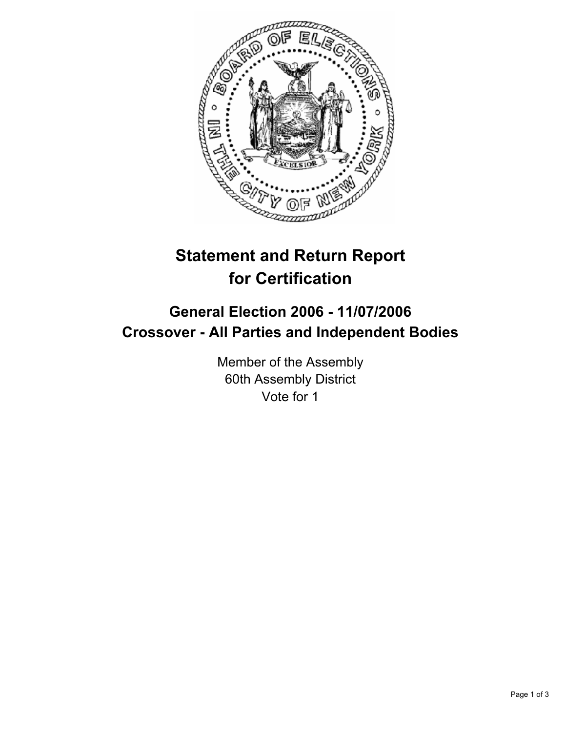# Statement and Return Report for Certification

## General Election 2006 - 11/07/2006
## Crossover - All Parties and Independent Bodies

Member of the Assembly
60th Assembly District
Vote for 1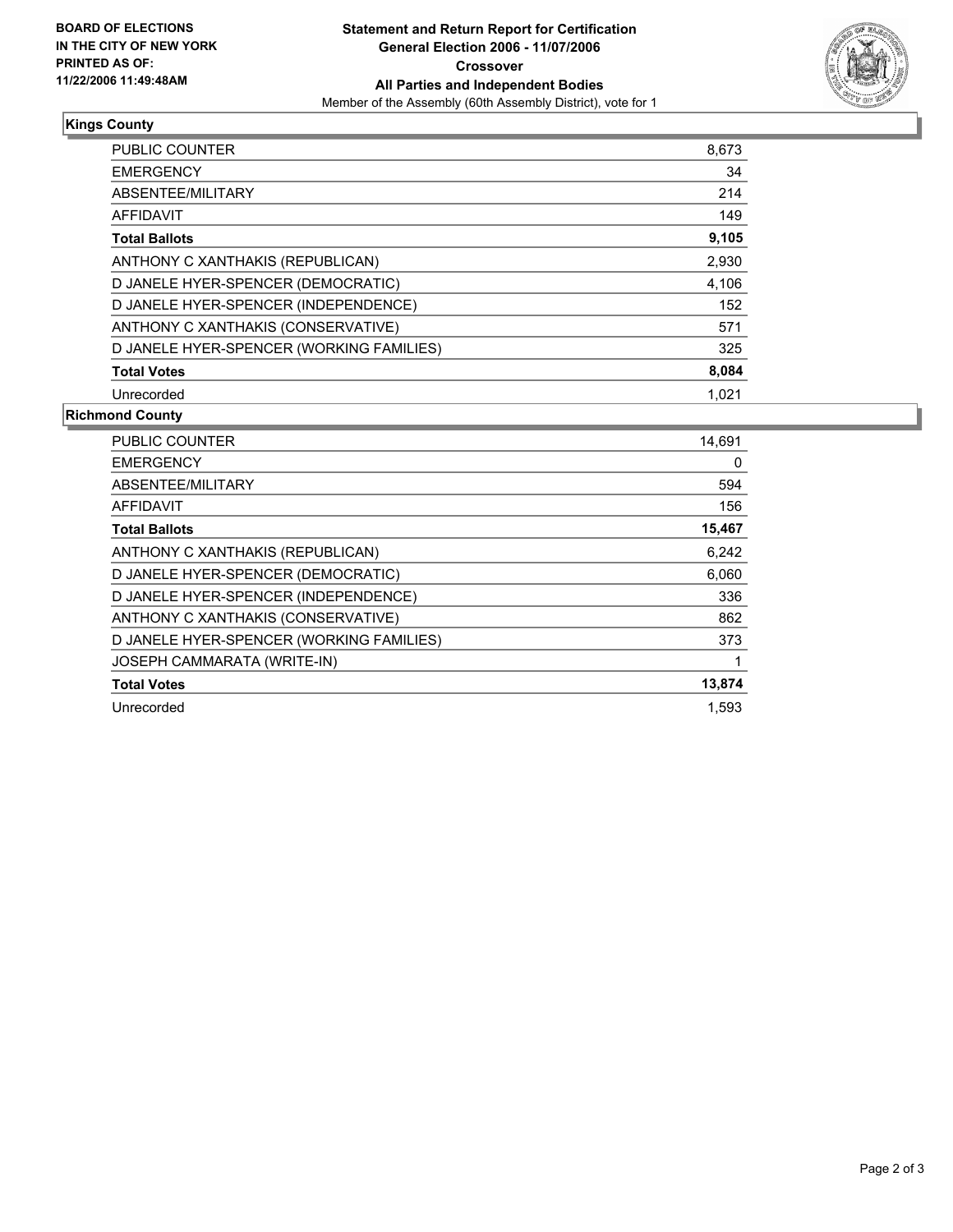**BOARD OF ELECTIONS IN THE CITY OF NEW YORK PRINTED AS OF: 11/22/2006 11:49:48AM**

# Statement and Return Report for Certification
## General Election 2006 - 11/07/2006
### Crossover
### All Parties and Independent Bodies

Member of the Assembly (60th Assembly District), vote for 1

**Kings County**

| | |
|---|---|
| PUBLIC COUNTER | 8,673 |
| EMERGENCY | 34 |
| ABSENTEE/MILITARY | 214 |
| AFFIDAVIT | 149 |
| **Total Ballots** | **9,105** |
| ANTHONY C XANTHAKIS (REPUBLICAN) | 2,930 |
| D JANELE HYER-SPENCER (DEMOCRATIC) | 4,106 |
| D JANELE HYER-SPENCER (INDEPENDENCE) | 152 |
| ANTHONY C XANTHAKIS (CONSERVATIVE) | 571 |
| D JANELE HYER-SPENCER (WORKING FAMILIES) | 325 |
| **Total Votes** | **8,084** |
| Unrecorded | 1,021 |

**Richmond County**

| | |
|---|---|
| PUBLIC COUNTER | 14,691 |
| EMERGENCY | 0 |
| ABSENTEE/MILITARY | 594 |
| AFFIDAVIT | 156 |
| **Total Ballots** | **15,467** |
| ANTHONY C XANTHAKIS (REPUBLICAN) | 6,242 |
| D JANELE HYER-SPENCER (DEMOCRATIC) | 6,060 |
| D JANELE HYER-SPENCER (INDEPENDENCE) | 336 |
| ANTHONY C XANTHAKIS (CONSERVATIVE) | 862 |
| D JANELE HYER-SPENCER (WORKING FAMILIES) | 373 |
| JOSEPH CAMMARATA (WRITE-IN) | 1 |
| **Total Votes** | **13,874** |
| Unrecorded | 1,593 |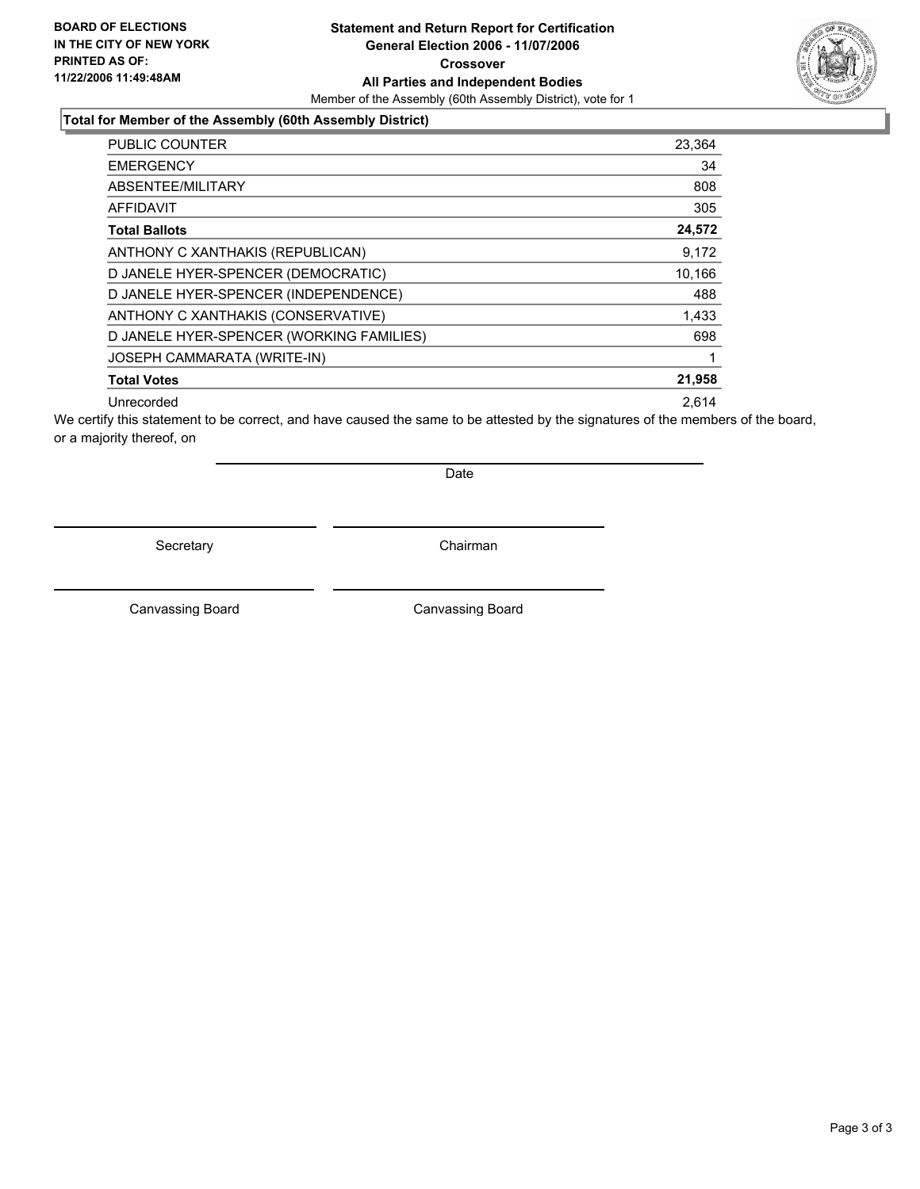**BOARD OF ELECTIONS IN THE CITY OF NEW YORK PRINTED AS OF: 11/22/2006 11:49:48AM**

# Statement and Return Report for Certification
## General Election 2006 - 11/07/2006
### Crossover
### All Parties and Independent Bodies

Member of the Assembly (60th Assembly District), vote for 1

**Total for Member of the Assembly (60th Assembly District)**

| | |
|---|---|
| PUBLIC COUNTER | 23,364 |
| EMERGENCY | 34 |
| ABSENTEE/MILITARY | 808 |
| AFFIDAVIT | 305 |
| **Total Ballots** | **24,572** |
| ANTHONY C XANTHAKIS (REPUBLICAN) | 9,172 |
| D JANELE HYER-SPENCER (DEMOCRATIC) | 10,166 |
| D JANELE HYER-SPENCER (INDEPENDENCE) | 488 |
| ANTHONY C XANTHAKIS (CONSERVATIVE) | 1,433 |
| D JANELE HYER-SPENCER (WORKING FAMILIES) | 698 |
| JOSEPH CAMMARATA (WRITE-IN) | 1 |
| **Total Votes** | **21,958** |
| Unrecorded | 2,614 |

We certify this statement to be correct, and have caused the same to be attested by the signatures of the members of the board, or a majority thereof, on

Date

Secretary

Chairman

Canvassing Board

Canvassing Board